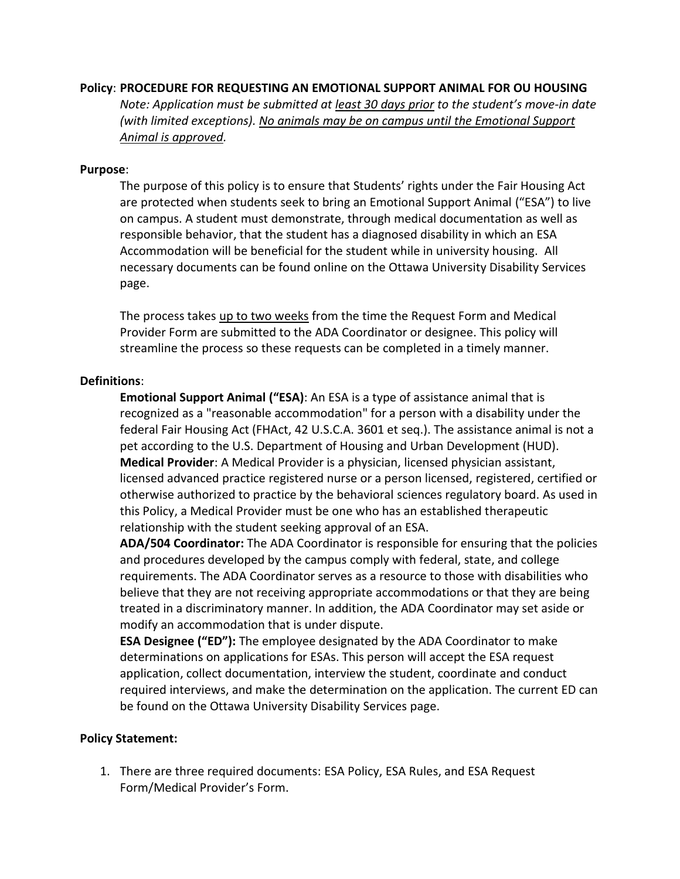**Policy**: **PROCEDURE FOR REQUESTING AN EMOTIONAL SUPPORT ANIMAL FOR OU HOUSING**

*Note: Application must be submitted at least 30 days prior to the student's move-in date (with limited exceptions). No animals may be on campus until the Emotional Support Animal is approved.*

**Purpose**:

The purpose of this policy is to ensure that Students' rights under the Fair Housing Act are protected when students seek to bring an Emotional Support Animal ("ESA") to live on campus. A student must demonstrate, through medical documentation as well as responsible behavior, that the student has a diagnosed disability in which an ESA Accommodation will be beneficial for the student while in university housing. All necessary documents can be found online on the Ottawa University Disability Services page.

The process takes up to two weeks from the time the Request Form and Medical Provider Form are submitted to the ADA Coordinator or designee. This policy will streamline the process so these requests can be completed in a timely manner.

**Definitions**:

**Emotional Support Animal ("ESA)**: An ESA is a type of assistance animal that is recognized as a "reasonable accommodation" for a person with a disability under the federal Fair Housing Act (FHAct, 42 U.S.C.A. 3601 et seq.). The assistance animal is not a pet according to the U.S. Department of Housing and Urban Development (HUD).

**Medical Provider**: A Medical Provider is a physician, licensed physician assistant, licensed advanced practice registered nurse or a person licensed, registered, certified or otherwise authorized to practice by the behavioral sciences regulatory board. As used in this Policy, a Medical Provider must be one who has an established therapeutic relationship with the student seeking approval of an ESA.

**ADA/504 Coordinator:** The ADA Coordinator is responsible for ensuring that the policies and procedures developed by the campus comply with federal, state, and college requirements. The ADA Coordinator serves as a resource to those with disabilities who believe that they are not receiving appropriate accommodations or that they are being treated in a discriminatory manner. In addition, the ADA Coordinator may set aside or modify an accommodation that is under dispute.

**ESA Designee ("ED"):** The employee designated by the ADA Coordinator to make determinations on applications for ESAs. This person will accept the ESA request application, collect documentation, interview the student, coordinate and conduct required interviews, and make the determination on the application. The current ED can be found on the Ottawa University Disability Services page.

**Policy Statement:**

1. There are three required documents: ESA Policy, ESA Rules, and ESA Request Form/Medical Provider's Form.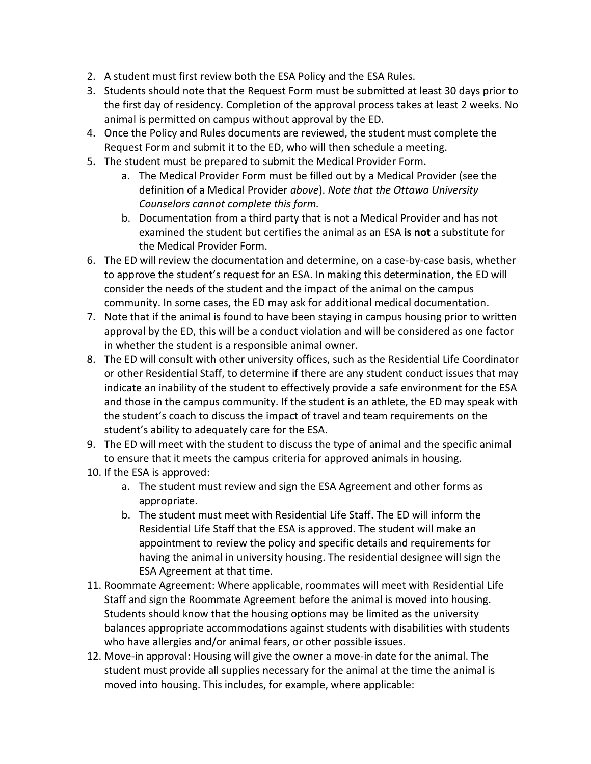2. A student must first review both the ESA Policy and the ESA Rules.
3. Students should note that the Request Form must be submitted at least 30 days prior to the first day of residency. Completion of the approval process takes at least 2 weeks. No animal is permitted on campus without approval by the ED.
4. Once the Policy and Rules documents are reviewed, the student must complete the Request Form and submit it to the ED, who will then schedule a meeting.
5. The student must be prepared to submit the Medical Provider Form.
    a. The Medical Provider Form must be filled out by a Medical Provider (see the definition of a Medical Provider *above*). *Note that the Ottawa University Counselors cannot complete this form.*
    b. Documentation from a third party that is not a Medical Provider and has not examined the student but certifies the animal as an ESA **is not** a substitute for the Medical Provider Form.
6. The ED will review the documentation and determine, on a case-by-case basis, whether to approve the student's request for an ESA. In making this determination, the ED will consider the needs of the student and the impact of the animal on the campus community. In some cases, the ED may ask for additional medical documentation.
7. Note that if the animal is found to have been staying in campus housing prior to written approval by the ED, this will be a conduct violation and will be considered as one factor in whether the student is a responsible animal owner.
8. The ED will consult with other university offices, such as the Residential Life Coordinator or other Residential Staff, to determine if there are any student conduct issues that may indicate an inability of the student to effectively provide a safe environment for the ESA and those in the campus community. If the student is an athlete, the ED may speak with the student's coach to discuss the impact of travel and team requirements on the student's ability to adequately care for the ESA.
9. The ED will meet with the student to discuss the type of animal and the specific animal to ensure that it meets the campus criteria for approved animals in housing.
10. If the ESA is approved:
    a. The student must review and sign the ESA Agreement and other forms as appropriate.
    b. The student must meet with Residential Life Staff. The ED will inform the Residential Life Staff that the ESA is approved. The student will make an appointment to review the policy and specific details and requirements for having the animal in university housing. The residential designee will sign the ESA Agreement at that time.
11. Roommate Agreement: Where applicable, roommates will meet with Residential Life Staff and sign the Roommate Agreement before the animal is moved into housing. Students should know that the housing options may be limited as the university balances appropriate accommodations against students with disabilities with students who have allergies and/or animal fears, or other possible issues.
12. Move-in approval: Housing will give the owner a move-in date for the animal. The student must provide all supplies necessary for the animal at the time the animal is moved into housing. This includes, for example, where applicable: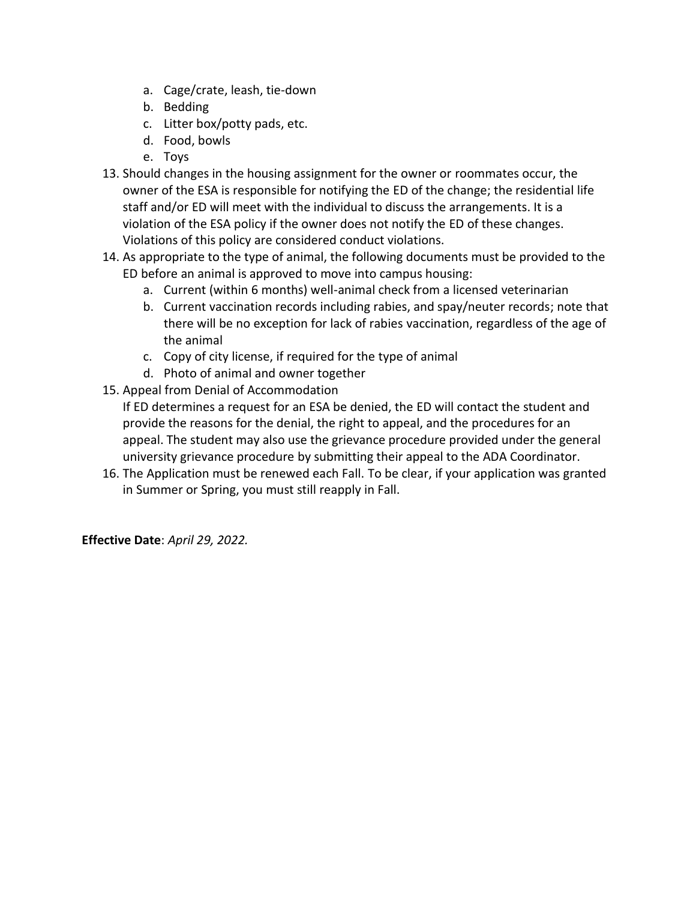a. Cage/crate, leash, tie-down
   b. Bedding
   c. Litter box/potty pads, etc.
   d. Food, bowls
   e. Toys

13. Should changes in the housing assignment for the owner or roommates occur, the owner of the ESA is responsible for notifying the ED of the change; the residential life staff and/or ED will meet with the individual to discuss the arrangements. It is a violation of the ESA policy if the owner does not notify the ED of these changes. Violations of this policy are considered conduct violations.
14. As appropriate to the type of animal, the following documents must be provided to the ED before an animal is approved to move into campus housing:
    a. Current (within 6 months) well-animal check from a licensed veterinarian
    b. Current vaccination records including rabies, and spay/neuter records; note that there will be no exception for lack of rabies vaccination, regardless of the age of the animal
    c. Copy of city license, if required for the type of animal
    d. Photo of animal and owner together
15. Appeal from Denial of Accommodation
    If ED determines a request for an ESA be denied, the ED will contact the student and provide the reasons for the denial, the right to appeal, and the procedures for an appeal. The student may also use the grievance procedure provided under the general university grievance procedure by submitting their appeal to the ADA Coordinator.
16. The Application must be renewed each Fall. To be clear, if your application was granted in Summer or Spring, you must still reapply in Fall.

**Effective Date**: *April 29, 2022.*